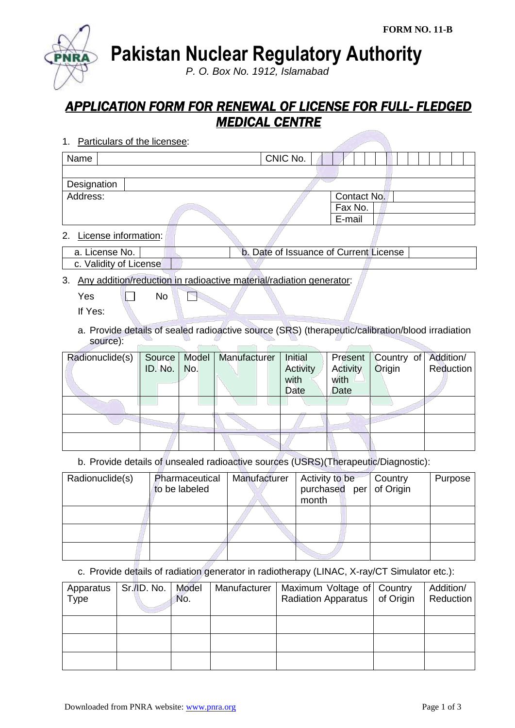FORM NO. 11-B

# Pakistan Nuclear Regulatory Authority

*P. O. Box No. 1912, Islamabad*

## APPLICATION FORM FOR RENEWAL OF LICENSE FOR FULL- FLEDGED MEDICAL CENTRE

1. Particulars of the licensee:

| Name | | CNIC No. | |
|---|---|---|---|
| | | | |
| Designation | | | |
| Address: | | Contact No. | |
| | | Fax No. | |
| | | E-mail | |

2. License information:

| a. License No. | | b. Date of Issuance of Current License | |
|---|---|---|---|
| c. Validity of License | | | |

3. Any addition/reduction in radioactive material/radiation generator:

Yes ☐ No ☐

If Yes:

a. Provide details of sealed radioactive source (SRS) (therapeutic/calibration/blood irradiation source):

| Radionuclide(s) | Source ID. No. | Model No. | Manufacturer | Initial Activity with Date | Present Activity with Date | Country of Origin | Addition/ Reduction |
|---|---|---|---|---|---|---|---|
| | | | | | | | |
| | | | | | | | |
| | | | | | | | |

b. Provide details of unsealed radioactive sources (USRS)(Therapeutic/Diagnostic):

| Radionuclide(s) | Pharmaceutical to be labeled | Manufacturer | Activity to be purchased per month | Country of Origin | Purpose |
|---|---|---|---|---|---|
| | | | | | |
| | | | | | |
| | | | | | |

c. Provide details of radiation generator in radiotherapy (LINAC, X-ray/CT Simulator etc.):

| Apparatus Type | Sr./ID. No. | Model No. | Manufacturer | Maximum Voltage of Radiation Apparatus | Country of Origin | Addition/ Reduction |
|---|---|---|---|---|---|---|
| | | | | | | |
| | | | | | | |
| | | | | | | |

Downloaded from PNRA website: www.pnra.org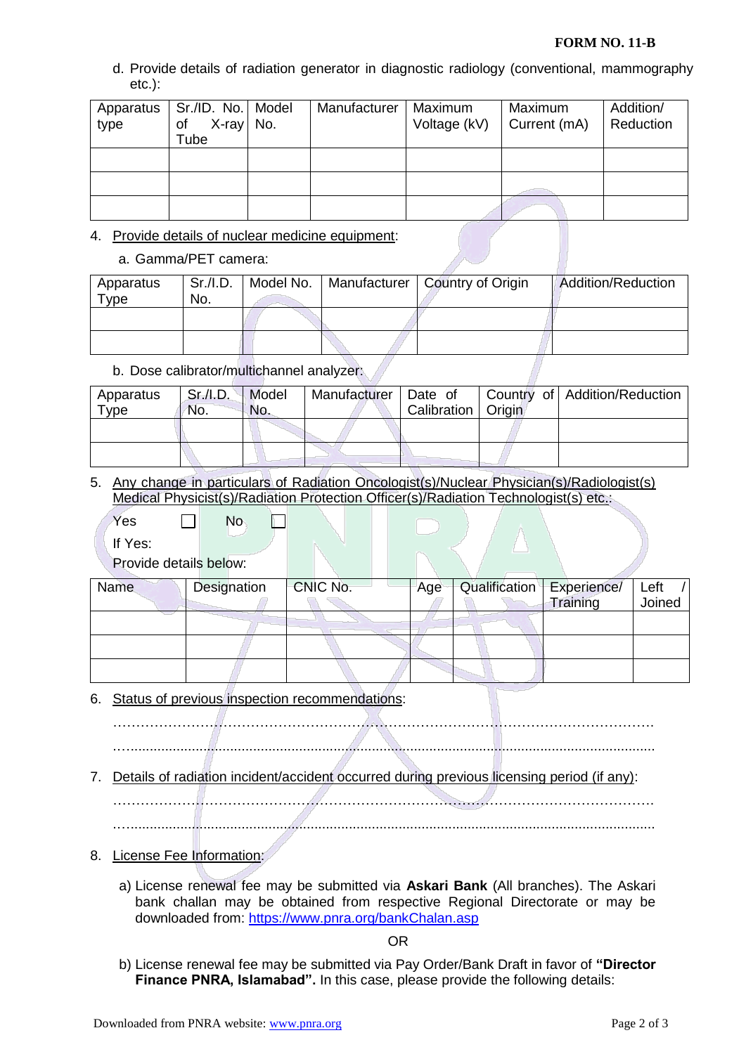d. Provide details of radiation generator in diagnostic radiology (conventional, mammography etc.):

| Apparatus type | Sr./ID. No. of X-ray Tube | Model No. | Manufacturer | Maximum Voltage (kV) | Maximum Current (mA) | Addition/ Reduction |
|---|---|---|---|---|---|---|
| | | | | | | |
| | | | | | | |
| | | | | | | |

4. Provide details of nuclear medicine equipment:

   a. Gamma/PET camera:

| Apparatus Type | Sr./I.D. No. | Model No. | Manufacturer | Country of Origin | Addition/Reduction |
|---|---|---|---|---|---|
| | | | | | |
| | | | | | |

   b. Dose calibrator/multichannel analyzer:

| Apparatus Type | Sr./I.D. No. | Model No. | Manufacturer | Date of Calibration | Country of Origin | Addition/Reduction |
|---|---|---|---|---|---|---|
| | | | | | | |
| | | | | | | |

5. Any change in particulars of Radiation Oncologist(s)/Nuclear Physician(s)/Radiologist(s) Medical Physicist(s)/Radiation Protection Officer(s)/Radiation Technologist(s) etc.:

   Yes ☐ No ☐

   If Yes:

   Provide details below:

| Name | Designation | CNIC No. | Age | Qualification | Experience/ Training | Left / Joined |
|---|---|---|---|---|---|---|
| | | | | | | |
| | | | | | | |
| | | | | | | |

6. Status of previous inspection recommendations:

   …………………………………………………………………………………………………

   …………………………………………………………………………………………………

7. Details of radiation incident/accident occurred during previous licensing period (if any):

   …………………………………………………………………………………………………

   …………………………………………………………………………………………………

8. License Fee Information:

   a) License renewal fee may be submitted via **Askari Bank** (All branches). The Askari bank challan may be obtained from respective Regional Directorate or may be downloaded from: https://www.pnra.org/bankChalan.asp

   OR

   b) License renewal fee may be submitted via Pay Order/Bank Draft in favor of **"Director Finance PNRA, Islamabad".** In this case, please provide the following details: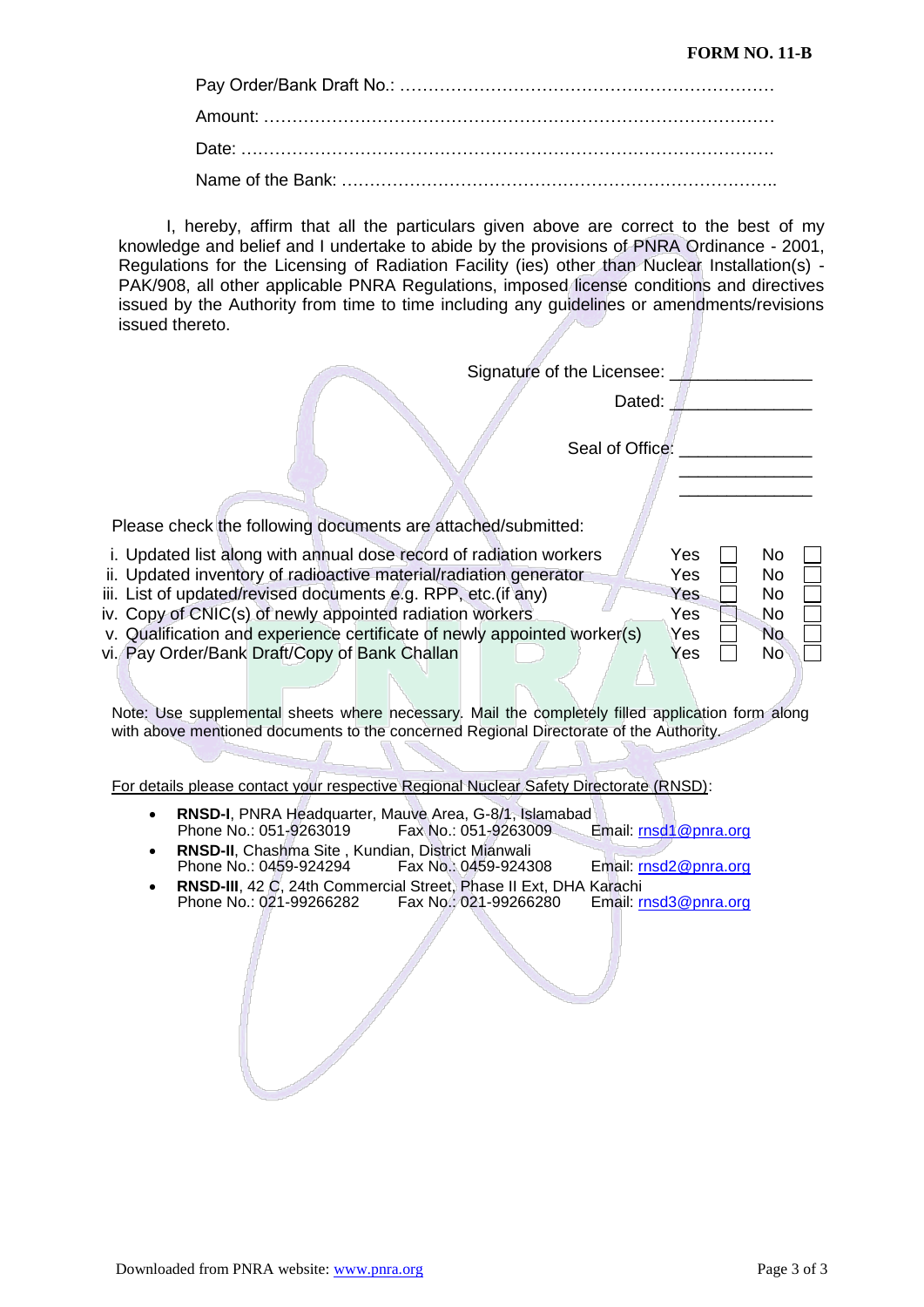**FORM NO. 11-B**

Pay Order/Bank Draft No.: ………………………………………………………

Amount: ……………………………………………………………………………

Date: …………………………………………………………………………………

Name of the Bank: …………………………………………………………………..

I, hereby, affirm that all the particulars given above are correct to the best of my knowledge and belief and I undertake to abide by the provisions of PNRA Ordinance - 2001, Regulations for the Licensing of Radiation Facility (ies) other than Nuclear Installation(s) - PAK/908, all other applicable PNRA Regulations, imposed license conditions and directives issued by the Authority from time to time including any guidelines or amendments/revisions issued thereto.

Signature of the Licensee: _______________

Dated: _______________

Seal of Office: _______________
_______________
_______________

Please check the following documents are attached/submitted:

| | | | | |
|---|---|---|---|---|
| i. Updated list along with annual dose record of radiation workers | Yes | ☐ | No | ☐ |
| ii. Updated inventory of radioactive material/radiation generator | Yes | ☐ | No | ☐ |
| iii. List of updated/revised documents e.g. RPP, etc.(if any) | Yes | ☐ | No | ☐ |
| iv. Copy of CNIC(s) of newly appointed radiation workers | Yes | ☐ | No | ☐ |
| v. Qualification and experience certificate of newly appointed worker(s) | Yes | ☐ | No | ☐ |
| vi. Pay Order/Bank Draft/Copy of Bank Challan | Yes | ☐ | No | ☐ |

Note: Use supplemental sheets where necessary. Mail the completely filled application form along with above mentioned documents to the concerned Regional Directorate of the Authority.

For details please contact your respective Regional Nuclear Safety Directorate (RNSD):

- **RNSD-I**, PNRA Headquarter, Mauve Area, G-8/1, Islamabad
  Phone No.: 051-9263019 Fax No.: 051-9263009 Email: rnsd1@pnra.org
- **RNSD-II**, Chashma Site , Kundian, District Mianwali
  Phone No.: 0459-924294 Fax No.: 0459-924308 Email: rnsd2@pnra.org
- **RNSD-III**, 42 C, 24th Commercial Street, Phase II Ext, DHA Karachi
  Phone No.: 021-99266282 Fax No.: 021-99266280 Email: rnsd3@pnra.org

Downloaded from PNRA website: www.pnra.org